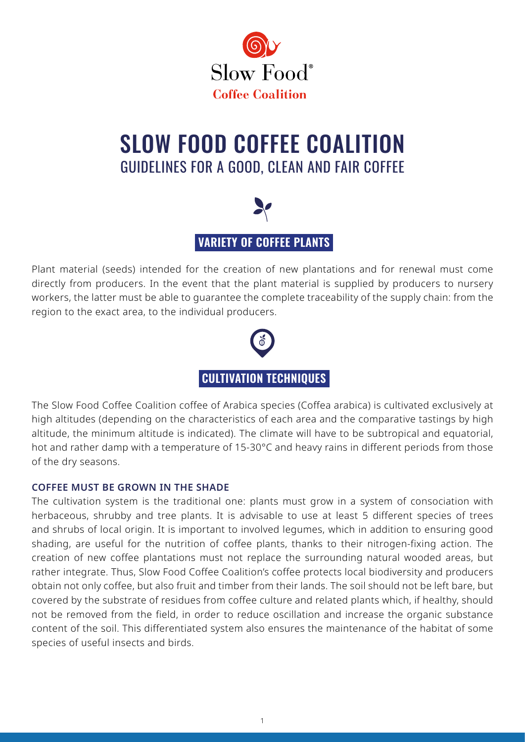Slow Food®
Coffee Coalition

# SLOW FOOD COFFEE COALITION
## GUIDELINES FOR A GOOD, CLEAN AND FAIR COFFEE

## VARIETY OF COFFEE PLANTS

Plant material (seeds) intended for the creation of new plantations and for renewal must come directly from producers. In the event that the plant material is supplied by producers to nursery workers, the latter must be able to guarantee the complete traceability of the supply chain: from the region to the exact area, to the individual producers.

## CULTIVATION TECHNIQUES

The Slow Food Coffee Coalition coffee of Arabica species (Coffea arabica) is cultivated exclusively at high altitudes (depending on the characteristics of each area and the comparative tastings by high altitude, the minimum altitude is indicated). The climate will have to be subtropical and equatorial, hot and rather damp with a temperature of 15-30°C and heavy rains in different periods from those of the dry seasons.

### COFFEE MUST BE GROWN IN THE SHADE

The cultivation system is the traditional one: plants must grow in a system of consociation with herbaceous, shrubby and tree plants. It is advisable to use at least 5 different species of trees and shrubs of local origin. It is important to involved legumes, which in addition to ensuring good shading, are useful for the nutrition of coffee plants, thanks to their nitrogen-fixing action. The creation of new coffee plantations must not replace the surrounding natural wooded areas, but rather integrate. Thus, Slow Food Coffee Coalition's coffee protects local biodiversity and producers obtain not only coffee, but also fruit and timber from their lands. The soil should not be left bare, but covered by the substrate of residues from coffee culture and related plants which, if healthy, should not be removed from the field, in order to reduce oscillation and increase the organic substance content of the soil. This differentiated system also ensures the maintenance of the habitat of some species of useful insects and birds.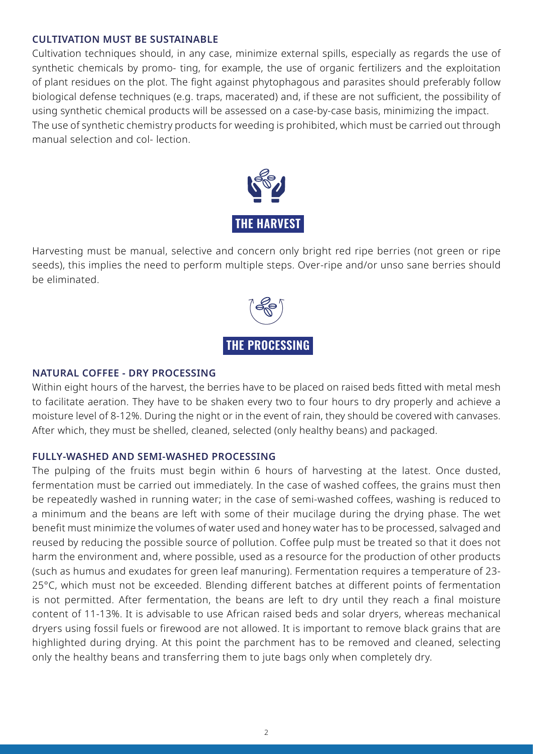### CULTIVATION MUST BE SUSTAINABLE

Cultivation techniques should, in any case, minimize external spills, especially as regards the use of synthetic chemicals by promo- ting, for example, the use of organic fertilizers and the exploitation of plant residues on the plot. The fight against phytophagous and parasites should preferably follow biological defense techniques (e.g. traps, macerated) and, if these are not sufficient, the possibility of using synthetic chemical products will be assessed on a case-by-case basis, minimizing the impact.
The use of synthetic chemistry products for weeding is prohibited, which must be carried out through manual selection and col- lection.

## THE HARVEST

Harvesting must be manual, selective and concern only bright red ripe berries (not green or ripe seeds), this implies the need to perform multiple steps. Over-ripe and/or unso sane berries should be eliminated.

## THE PROCESSING

### NATURAL COFFEE - DRY PROCESSING

Within eight hours of the harvest, the berries have to be placed on raised beds fitted with metal mesh to facilitate aeration. They have to be shaken every two to four hours to dry properly and achieve a moisture level of 8-12%. During the night or in the event of rain, they should be covered with canvases. After which, they must be shelled, cleaned, selected (only healthy beans) and packaged.

### FULLY-WASHED AND SEMI-WASHED PROCESSING

The pulping of the fruits must begin within 6 hours of harvesting at the latest. Once dusted, fermentation must be carried out immediately. In the case of washed coffees, the grains must then be repeatedly washed in running water; in the case of semi-washed coffees, washing is reduced to a minimum and the beans are left with some of their mucilage during the drying phase. The wet benefit must minimize the volumes of water used and honey water has to be processed, salvaged and reused by reducing the possible source of pollution. Coffee pulp must be treated so that it does not harm the environment and, where possible, used as a resource for the production of other products (such as humus and exudates for green leaf manuring). Fermentation requires a temperature of 23-25°C, which must not be exceeded. Blending different batches at different points of fermentation is not permitted. After fermentation, the beans are left to dry until they reach a final moisture content of 11-13%. It is advisable to use African raised beds and solar dryers, whereas mechanical dryers using fossil fuels or firewood are not allowed. It is important to remove black grains that are highlighted during drying. At this point the parchment has to be removed and cleaned, selecting only the healthy beans and transferring them to jute bags only when completely dry.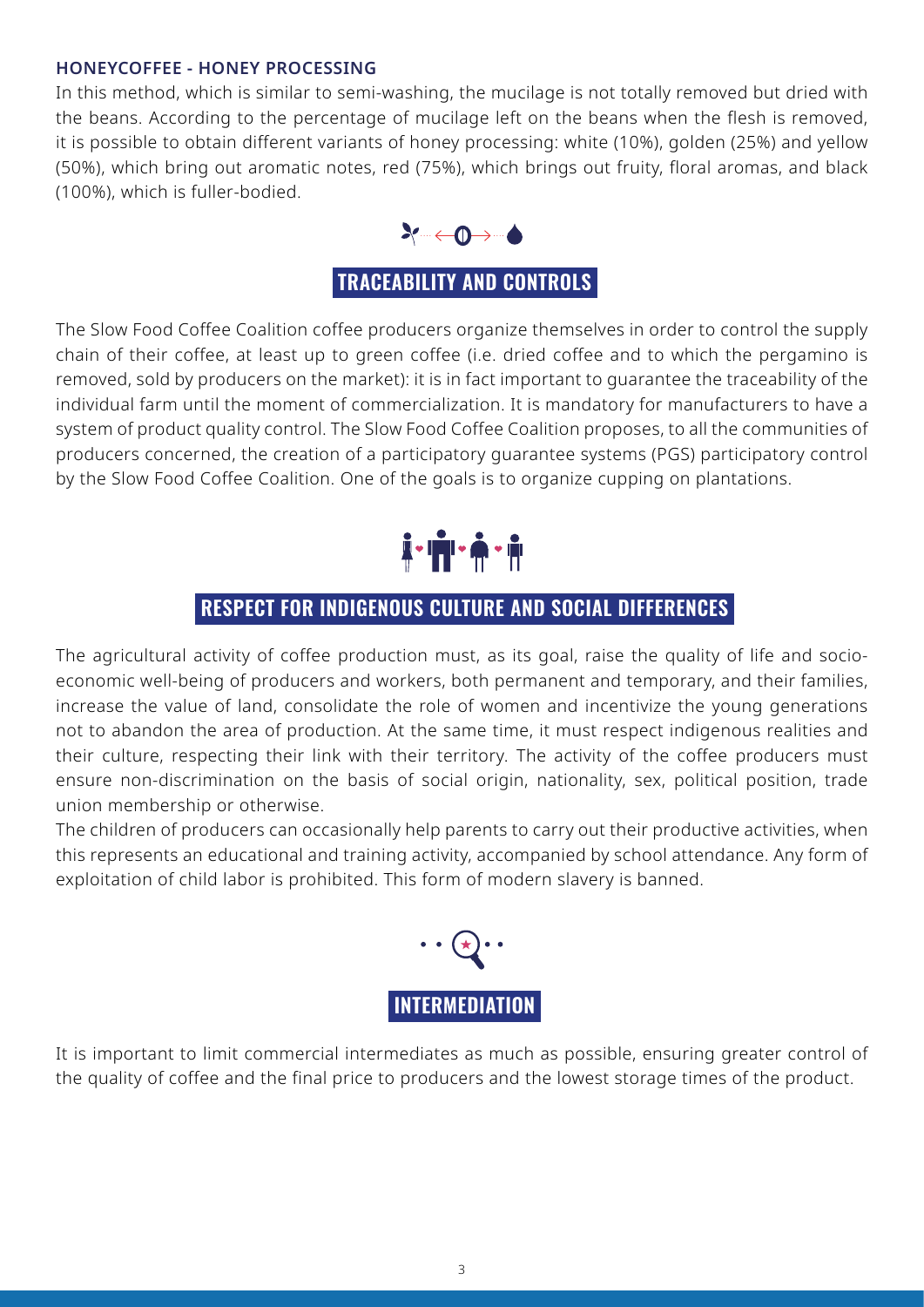### HONEYCOFFEE - HONEY PROCESSING

In this method, which is similar to semi-washing, the mucilage is not totally removed but dried with the beans. According to the percentage of mucilage left on the beans when the flesh is removed, it is possible to obtain different variants of honey processing: white (10%), golden (25%) and yellow (50%), which bring out aromatic notes, red (75%), which brings out fruity, floral aromas, and black (100%), which is fuller-bodied.

## TRACEABILITY AND CONTROLS

The Slow Food Coffee Coalition coffee producers organize themselves in order to control the supply chain of their coffee, at least up to green coffee (i.e. dried coffee and to which the pergamino is removed, sold by producers on the market): it is in fact important to guarantee the traceability of the individual farm until the moment of commercialization. It is mandatory for manufacturers to have a system of product quality control. The Slow Food Coffee Coalition proposes, to all the communities of producers concerned, the creation of a participatory guarantee systems (PGS) participatory control by the Slow Food Coffee Coalition. One of the goals is to organize cupping on plantations.

## RESPECT FOR INDIGENOUS CULTURE AND SOCIAL DIFFERENCES

The agricultural activity of coffee production must, as its goal, raise the quality of life and socio-economic well-being of producers and workers, both permanent and temporary, and their families, increase the value of land, consolidate the role of women and incentivize the young generations not to abandon the area of production. At the same time, it must respect indigenous realities and their culture, respecting their link with their territory. The activity of the coffee producers must ensure non-discrimination on the basis of social origin, nationality, sex, political position, trade union membership or otherwise.

The children of producers can occasionally help parents to carry out their productive activities, when this represents an educational and training activity, accompanied by school attendance. Any form of exploitation of child labor is prohibited. This form of modern slavery is banned.

## INTERMEDIATION

It is important to limit commercial intermediates as much as possible, ensuring greater control of the quality of coffee and the final price to producers and the lowest storage times of the product.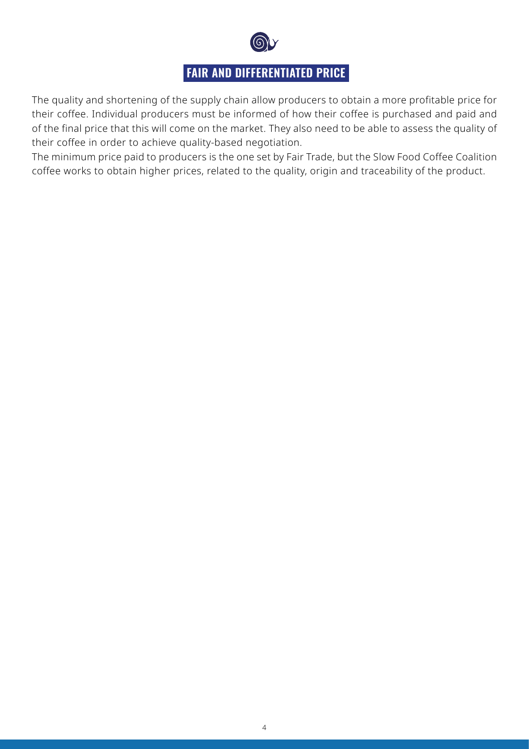## FAIR AND DIFFERENTIATED PRICE

The quality and shortening of the supply chain allow producers to obtain a more profitable price for their coffee. Individual producers must be informed of how their coffee is purchased and paid and of the final price that this will come on the market. They also need to be able to assess the quality of their coffee in order to achieve quality-based negotiation.

The minimum price paid to producers is the one set by Fair Trade, but the Slow Food Coffee Coalition coffee works to obtain higher prices, related to the quality, origin and traceability of the product.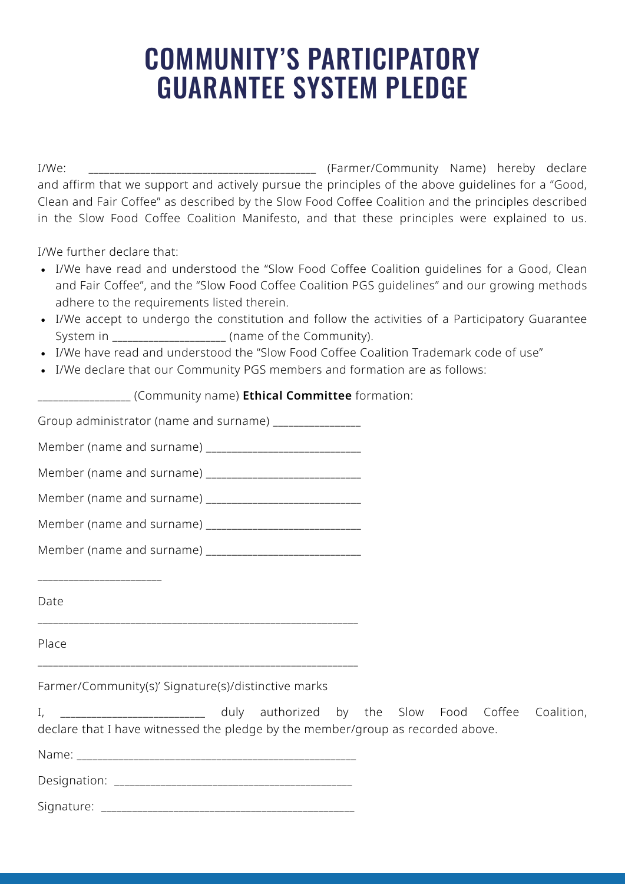# COMMUNITY'S PARTICIPATORY GUARANTEE SYSTEM PLEDGE

I/We: ________________________________________ (Farmer/Community Name) hereby declare and affirm that we support and actively pursue the principles of the above guidelines for a "Good, Clean and Fair Coffee" as described by the Slow Food Coffee Coalition and the principles described in the Slow Food Coffee Coalition Manifesto, and that these principles were explained to us.

I/We further declare that:

- I/We have read and understood the "Slow Food Coffee Coalition guidelines for a Good, Clean and Fair Coffee", and the "Slow Food Coffee Coalition PGS guidelines" and our growing methods adhere to the requirements listed therein.
- I/We accept to undergo the constitution and follow the activities of a Participatory Guarantee System in ____________________ (name of the Community).
- I/We have read and understood the "Slow Food Coffee Coalition Trademark code of use"
- I/We declare that our Community PGS members and formation are as follows:

_________________ (Community name) **Ethical Committee** formation:

Group administrator (name and surname) ________________

Member (name and surname) ____________________________

Member (name and surname) ____________________________

Member (name and surname) ____________________________

Member (name and surname) ____________________________

Member (name and surname) ____________________________

______________________

Date

__________________________________________________________

Place

__________________________________________________________

Farmer/Community(s)' Signature(s)/distinctive marks

I, __________________________ duly authorized by the Slow Food Coffee Coalition, declare that I have witnessed the pledge by the member/group as recorded above.

Name: ____________________________________________________

Designation: ____________________________________________

Signature: _______________________________________________